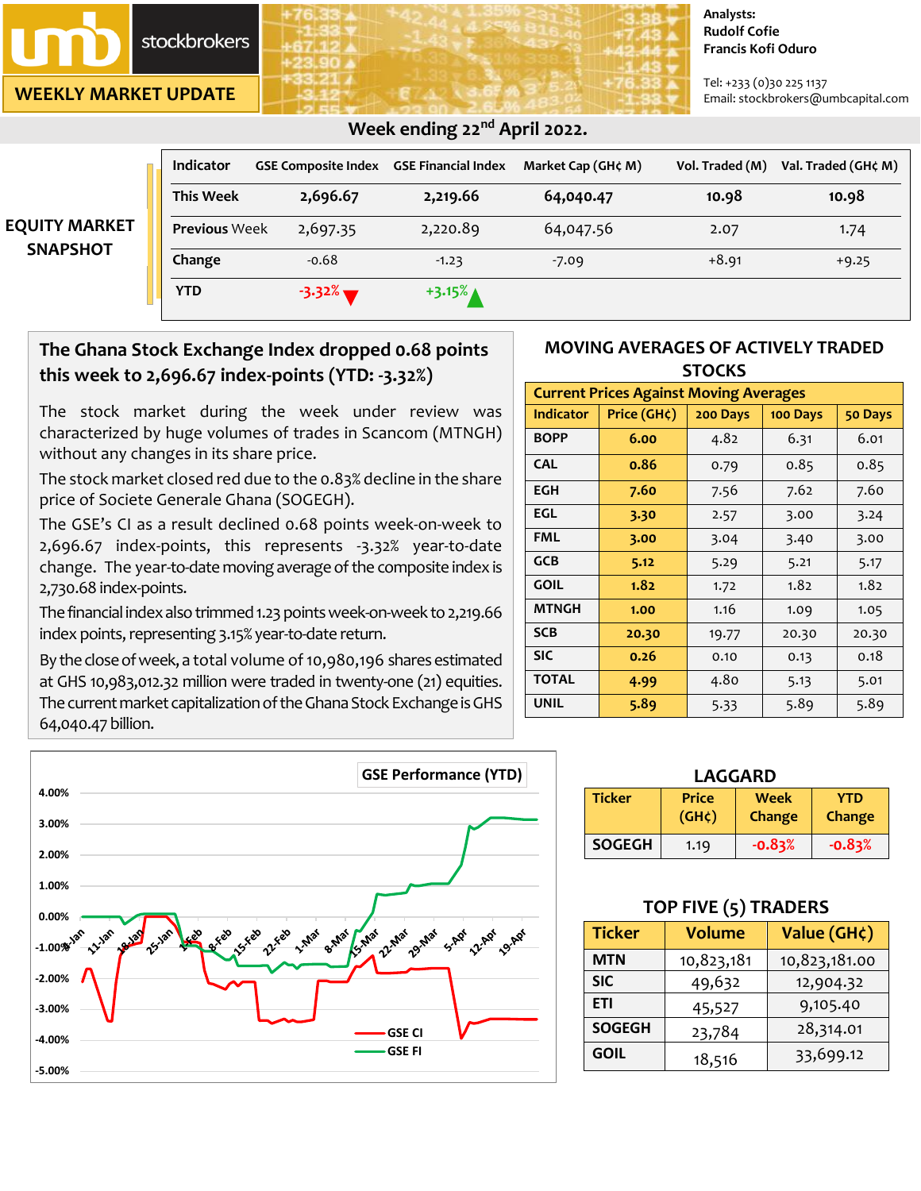umb stockbrokers

**WEEKLY MARKET UPDATE**

Analysts:
Rudolf Cofie
Francis Kofi Oduro

Tel: +233 (0)30 225 1137
Email: stockbrokers@umbcapital.com

## Week ending 22nd April 2022.

### EQUITY MARKET SNAPSHOT

| Indicator | GSE Composite Index | GSE Financial Index | Market Cap (GH¢ M) | Vol. Traded (M) | Val. Traded (GH¢ M) |
|---|---|---|---|---|---|
| This Week | 2,696.67 | 2,219.66 | 64,040.47 | 10.98 | 10.98 |
| Previous Week | 2,697.35 | 2,220.89 | 64,047.56 | 2.07 | 1.74 |
| Change | -0.68 | -1.23 | -7.09 | +8.91 | +9.25 |
| YTD | -3.32% ▼ | +3.15% ▲ | | | |

### The Ghana Stock Exchange Index dropped 0.68 points this week to 2,696.67 index-points (YTD: -3.32%)

The stock market during the week under review was characterized by huge volumes of trades in Scancom (MTNGH) without any changes in its share price.

The stock market closed red due to the 0.83% decline in the share price of Societe Generale Ghana (SOGEGH).

The GSE's CI as a result declined 0.68 points week-on-week to 2,696.67 index-points, this represents -3.32% year-to-date change. The year-to-date moving average of the composite index is 2,730.68 index-points.

The financial index also trimmed 1.23 points week-on-week to 2,219.66 index points, representing 3.15% year-to-date return.

By the close of week, a total volume of 10,980,196 shares estimated at GHS 10,983,012.32 million were traded in twenty-one (21) equities. The current market capitalization of the Ghana Stock Exchange is GHS 64,040.47 billion.

### MOVING AVERAGES OF ACTIVELY TRADED STOCKS

**Current Prices Against Moving Averages**

| Indicator | Price (GH¢) | 200 Days | 100 Days | 50 Days |
|---|---|---|---|---|
| BOPP | 6.00 | 4.82 | 6.31 | 6.01 |
| CAL | 0.86 | 0.79 | 0.85 | 0.85 |
| EGH | 7.60 | 7.56 | 7.62 | 7.60 |
| EGL | 3.30 | 2.57 | 3.00 | 3.24 |
| FML | 3.00 | 3.04 | 3.40 | 3.00 |
| GCB | 5.12 | 5.29 | 5.21 | 5.17 |
| GOIL | 1.82 | 1.72 | 1.82 | 1.82 |
| MTNGH | 1.00 | 1.16 | 1.09 | 1.05 |
| SCB | 20.30 | 19.77 | 20.30 | 20.30 |
| SIC | 0.26 | 0.10 | 0.13 | 0.18 |
| TOTAL | 4.99 | 4.80 | 5.13 | 5.01 |
| UNIL | 5.89 | 5.33 | 5.89 | 5.89 |

**GSE Performance (YTD)**

(Chart: GSE CI and GSE FI, 4-Jan to 19-Apr, y-axis -5.00% to 4.00%)

### LAGGARD

| Ticker | Price (GH¢) | Week Change | YTD Change |
|---|---|---|---|
| SOGEGH | 1.19 | -0.83% | -0.83% |

### TOP FIVE (5) TRADERS

| Ticker | Volume | Value (GH¢) |
|---|---|---|
| MTN | 10,823,181 | 10,823,181.00 |
| SIC | 49,632 | 12,904.32 |
| ETI | 45,527 | 9,105.40 |
| SOGEGH | 23,784 | 28,314.01 |
| GOIL | 18,516 | 33,699.12 |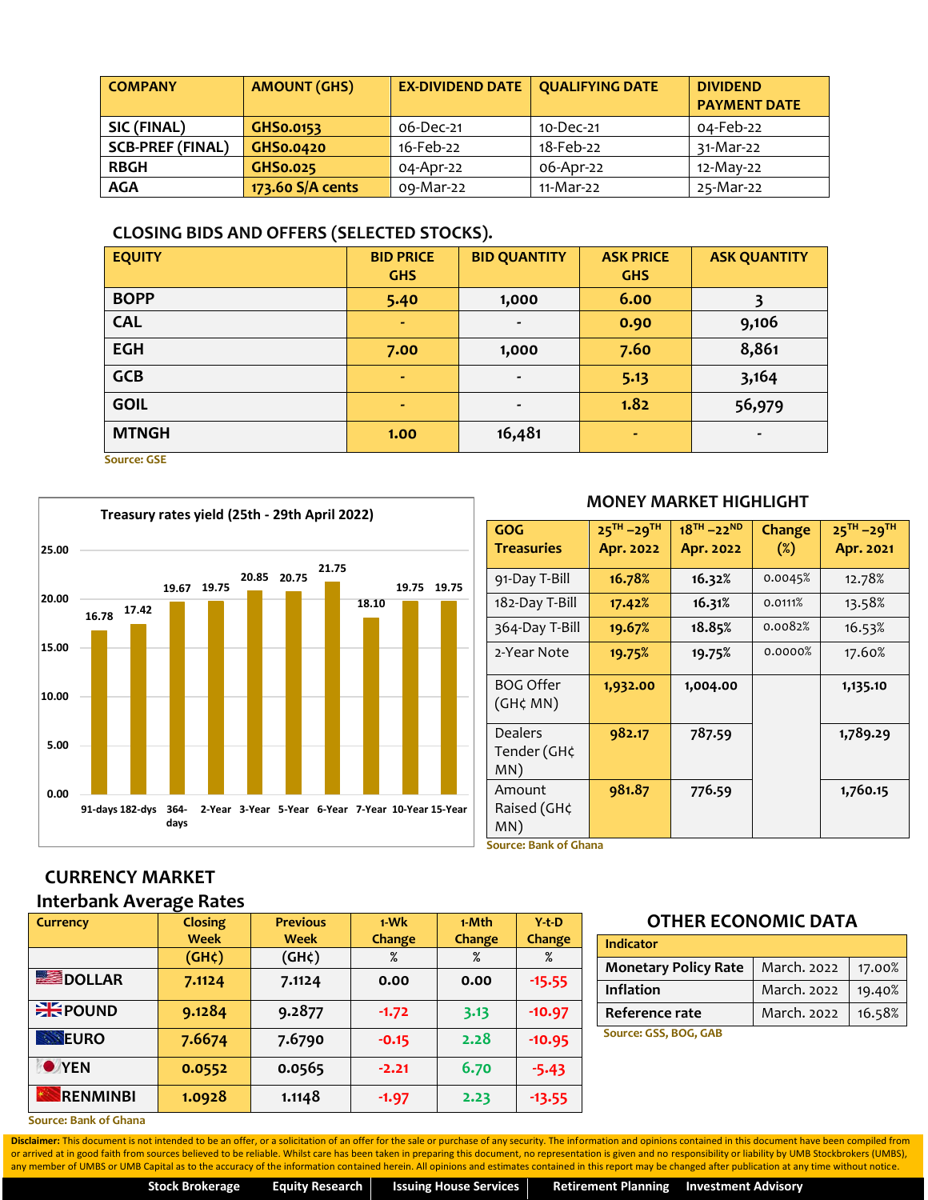| COMPANY | AMOUNT (GHS) | EX-DIVIDEND DATE | QUALIFYING DATE | DIVIDEND PAYMENT DATE |
|---|---|---|---|---|
| SIC (FINAL) | GHS0.0153 | 06-Dec-21 | 10-Dec-21 | 04-Feb-22 |
| SCB-PREF (FINAL) | GHS0.0420 | 16-Feb-22 | 18-Feb-22 | 31-Mar-22 |
| RBGH | GHS0.025 | 04-Apr-22 | 06-Apr-22 | 12-May-22 |
| AGA | 173.60 S/A cents | 09-Mar-22 | 11-Mar-22 | 25-Mar-22 |

## CLOSING BIDS AND OFFERS (SELECTED STOCKS).

| EQUITY | BID PRICE GHS | BID QUANTITY | ASK PRICE GHS | ASK QUANTITY |
|---|---|---|---|---|
| BOPP | 5.40 | 1,000 | 6.00 | 3 |
| CAL | - | - | 0.90 | 9,106 |
| EGH | 7.00 | 1,000 | 7.60 | 8,861 |
| GCB | - | - | 5.13 | 3,164 |
| GOIL | - | - | 1.82 | 56,979 |
| MTNGH | 1.00 | 16,481 | - | - |

Source: GSE

Treasury rates yield (25th - 29th April 2022)

25.00
20.00
15.00
10.00
5.00
0.00

16.78 17.42 19.67 19.75 20.85 20.75 21.75 18.10 19.75 19.75

91-days 182-dys 364-days 2-Year 3-Year 5-Year 6-Year 7-Year 10-Year 15-Year

## MONEY MARKET HIGHLIGHT

| GOG Treasuries | 25TH –29TH Apr. 2022 | 18TH –22ND Apr. 2022 | Change (%) | 25TH –29TH Apr. 2021 |
|---|---|---|---|---|
| 91-Day T-Bill | 16.78% | 16.32% | 0.0045% | 12.78% |
| 182-Day T-Bill | 17.42% | 16.31% | 0.0111% | 13.58% |
| 364-Day T-Bill | 19.67% | 18.85% | 0.0082% | 16.53% |
| 2-Year Note | 19.75% | 19.75% | 0.0000% | 17.60% |
| BOG Offer (GH¢ MN) | 1,932.00 | 1,004.00 | | 1,135.10 |
| Dealers Tender (GH¢ MN) | 982.17 | 787.59 | | 1,789.29 |
| Amount Raised (GH¢ MN) | 981.87 | 776.59 | | 1,760.15 |

Source: Bank of Ghana

## CURRENCY MARKET

### Interbank Average Rates

| Currency | Closing Week | Previous Week | 1-Wk Change | 1-Mth Change | Y-t-D Change |
|---|---|---|---|---|---|
| | (GH¢) | (GH¢) | % | % | % |
| DOLLAR | 7.1124 | 7.1124 | 0.00 | 0.00 | -15.55 |
| POUND | 9.1284 | 9.2877 | -1.72 | 3.13 | -10.97 |
| EURO | 7.6674 | 7.6790 | -0.15 | 2.28 | -10.95 |
| YEN | 0.0552 | 0.0565 | -2.21 | 6.70 | -5.43 |
| RENMINBI | 1.0928 | 1.1148 | -1.97 | 2.23 | -13.55 |

Source: Bank of Ghana

## OTHER ECONOMIC DATA

| Indicator | | |
|---|---|---|
| Monetary Policy Rate | March. 2022 | 17.00% |
| Inflation | March. 2022 | 19.40% |
| Reference rate | March. 2022 | 16.58% |

Source: GSS, BOG, GAB

**Disclaimer:** This document is not intended to be an offer, or a solicitation of an offer for the sale or purchase of any security. The information and opinions contained in this document have been compiled from or arrived at in good faith from sources believed to be reliable. Whilst care has been taken in preparing this document, no representation is given and no responsibility or liability by UMB Stockbrokers (UMBS), any member of UMBS or UMB Capital as to the accuracy of the information contained herein. All opinions and estimates contained in this report may be changed after publication at any time without notice.

Stock Brokerage | Equity Research | Issuing House Services | Retirement Planning | Investment Advisory